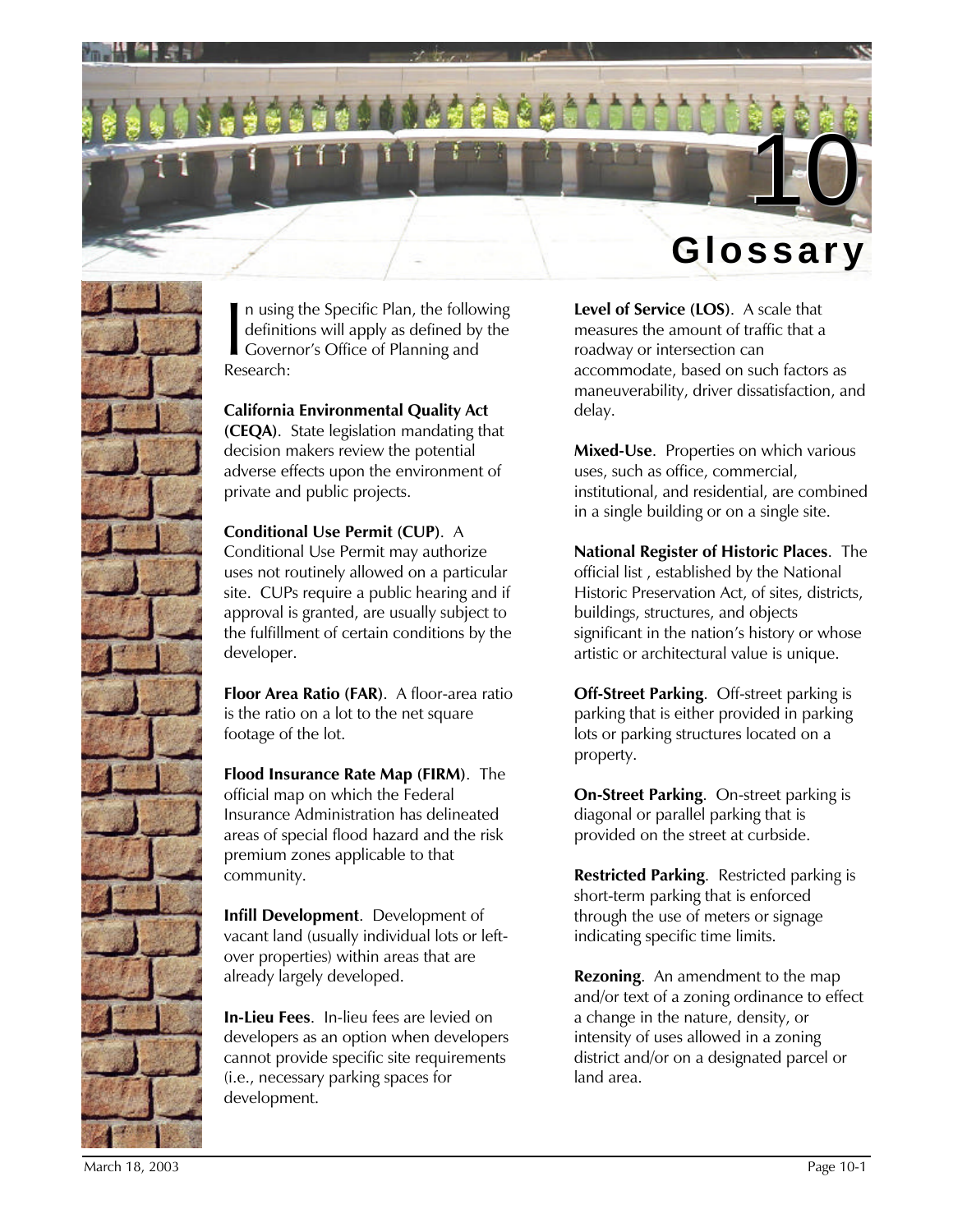# 10 Glossary

In using the Specific Plan, the following definitions will apply as defined by the Governor's Office of Planning and Research:

**California Environmental Quality Act (CEQA)**. State legislation mandating that decision makers review the potential adverse effects upon the environment of private and public projects.

**Conditional Use Permit (CUP)**. A Conditional Use Permit may authorize uses not routinely allowed on a particular site. CUPs require a public hearing and if approval is granted, are usually subject to the fulfillment of certain conditions by the developer.

**Floor Area Ratio (FAR)**. A floor-area ratio is the ratio on a lot to the net square footage of the lot.

**Flood Insurance Rate Map (FIRM)**. The official map on which the Federal Insurance Administration has delineated areas of special flood hazard and the risk premium zones applicable to that community.

**Infill Development**. Development of vacant land (usually individual lots or left-over properties) within areas that are already largely developed.

**In-Lieu Fees**. In-lieu fees are levied on developers as an option when developers cannot provide specific site requirements (i.e., necessary parking spaces for development.

**Level of Service (LOS)**. A scale that measures the amount of traffic that a roadway or intersection can accommodate, based on such factors as maneuverability, driver dissatisfaction, and delay.

**Mixed-Use**. Properties on which various uses, such as office, commercial, institutional, and residential, are combined in a single building or on a single site.

**National Register of Historic Places**. The official list , established by the National Historic Preservation Act, of sites, districts, buildings, structures, and objects significant in the nation's history or whose artistic or architectural value is unique.

**Off-Street Parking**. Off-street parking is parking that is either provided in parking lots or parking structures located on a property.

**On-Street Parking**. On-street parking is diagonal or parallel parking that is provided on the street at curbside.

**Restricted Parking**. Restricted parking is short-term parking that is enforced through the use of meters or signage indicating specific time limits.

**Rezoning**. An amendment to the map and/or text of a zoning ordinance to effect a change in the nature, density, or intensity of uses allowed in a zoning district and/or on a designated parcel or land area.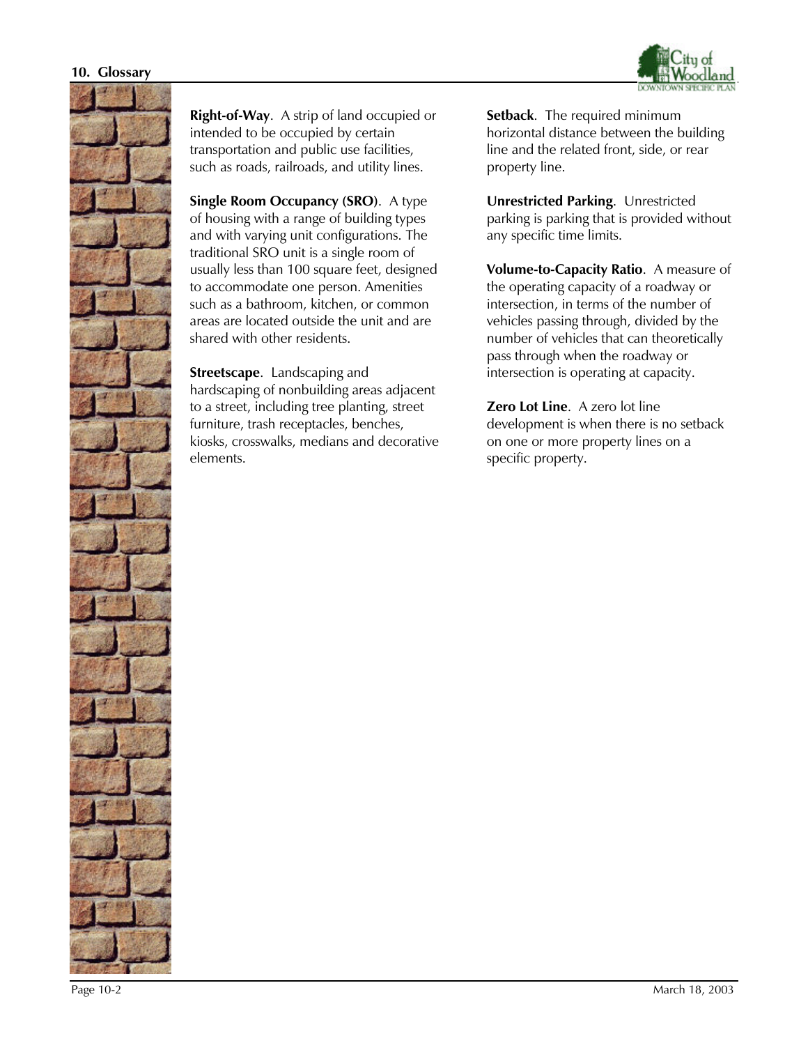**Right-of-Way**. A strip of land occupied or intended to be occupied by certain transportation and public use facilities, such as roads, railroads, and utility lines.

**Single Room Occupancy (SRO)**. A type of housing with a range of building types and with varying unit configurations. The traditional SRO unit is a single room of usually less than 100 square feet, designed to accommodate one person. Amenities such as a bathroom, kitchen, or common areas are located outside the unit and are shared with other residents.

**Streetscape**. Landscaping and hardscaping of nonbuilding areas adjacent to a street, including tree planting, street furniture, trash receptacles, benches, kiosks, crosswalks, medians and decorative elements.

**Setback**. The required minimum horizontal distance between the building line and the related front, side, or rear property line.

**Unrestricted Parking**. Unrestricted parking is parking that is provided without any specific time limits.

**Volume-to-Capacity Ratio**. A measure of the operating capacity of a roadway or intersection, in terms of the number of vehicles passing through, divided by the number of vehicles that can theoretically pass through when the roadway or intersection is operating at capacity.

**Zero Lot Line**. A zero lot line development is when there is no setback on one or more property lines on a specific property.